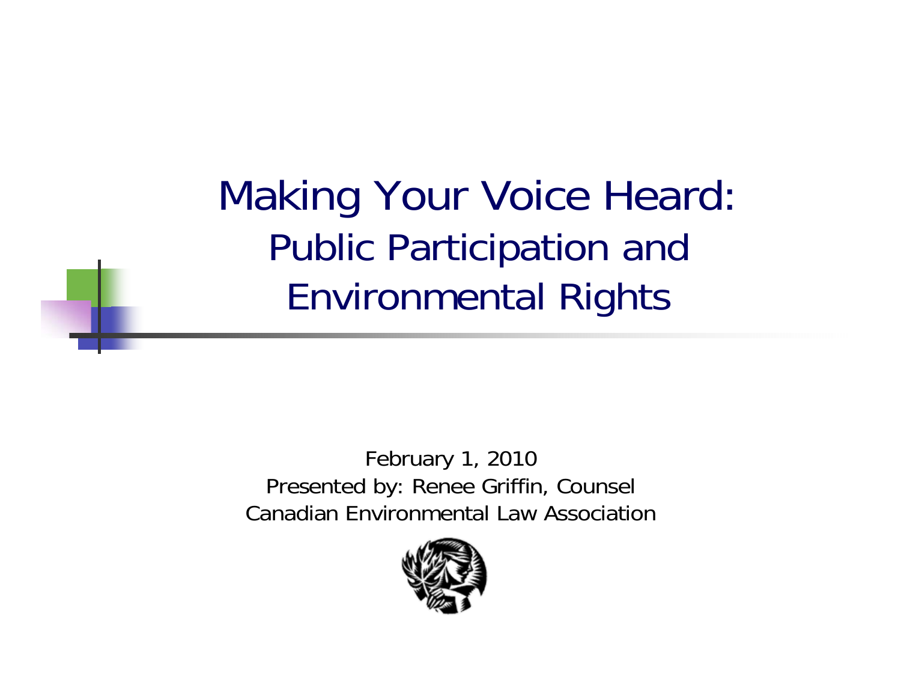# Making Your Voice Heard:

## Public Participation and Environmental Rights

February 1, 2010

Presented by: Renee Griffin, Counsel

Canadian Environmental Law Association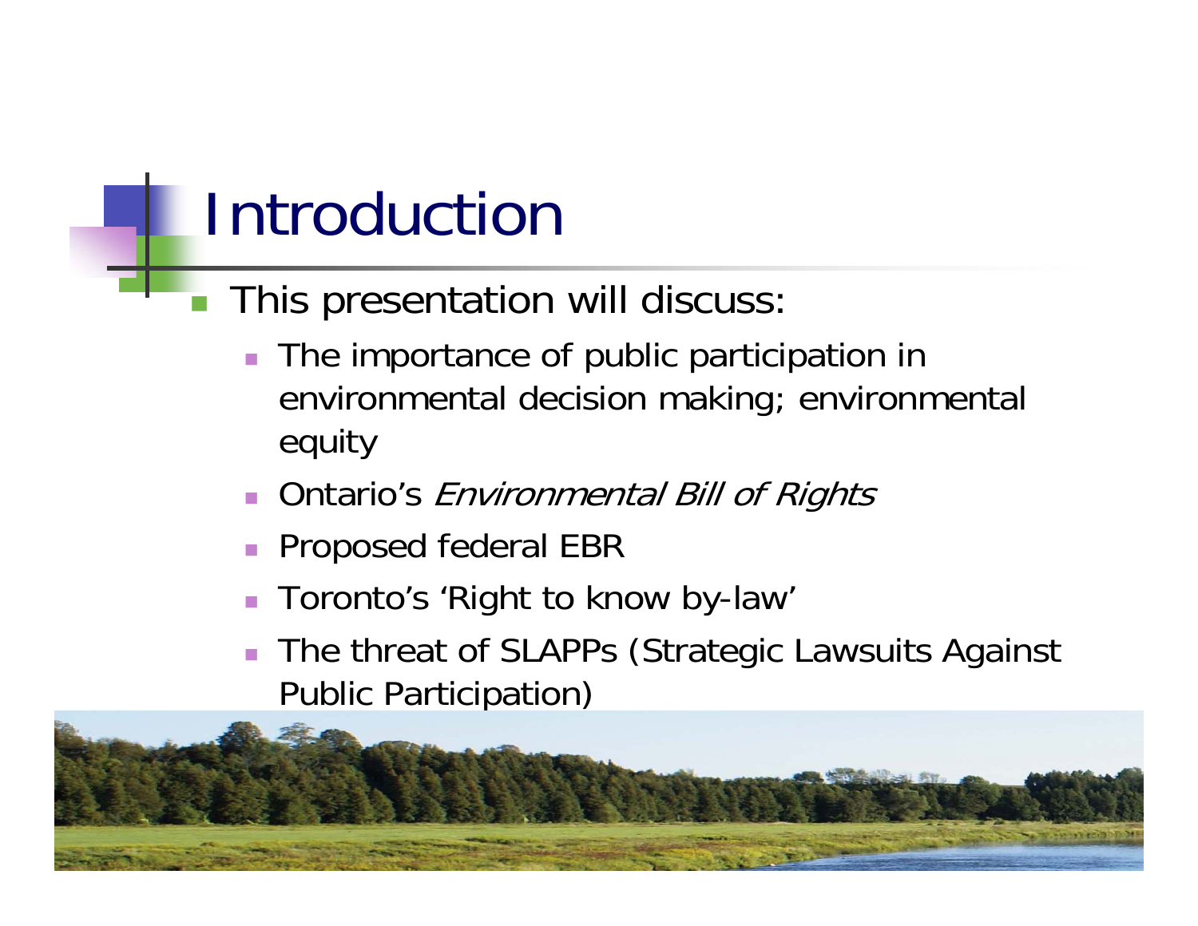# Introduction

- This presentation will discuss:
  - The importance of public participation in environmental decision making; environmental equity
  - Ontario's *Environmental Bill of Rights*
  - Proposed federal EBR
  - Toronto's 'Right to know by-law'
  - The threat of SLAPPs (Strategic Lawsuits Against Public Participation)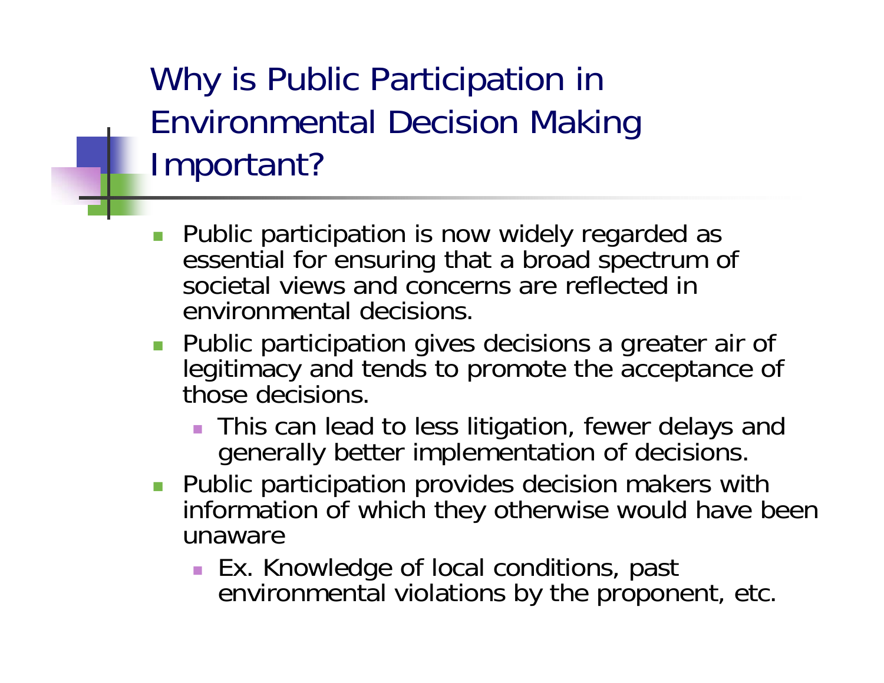# Why is Public Participation in Environmental Decision Making Important?

- Public participation is now widely regarded as essential for ensuring that a broad spectrum of societal views and concerns are reflected in environmental decisions.
- Public participation gives decisions a greater air of legitimacy and tends to promote the acceptance of those decisions.
  - This can lead to less litigation, fewer delays and generally better implementation of decisions.
- Public participation provides decision makers with information of which they otherwise would have been unaware
  - Ex. Knowledge of local conditions, past environmental violations by the proponent, etc.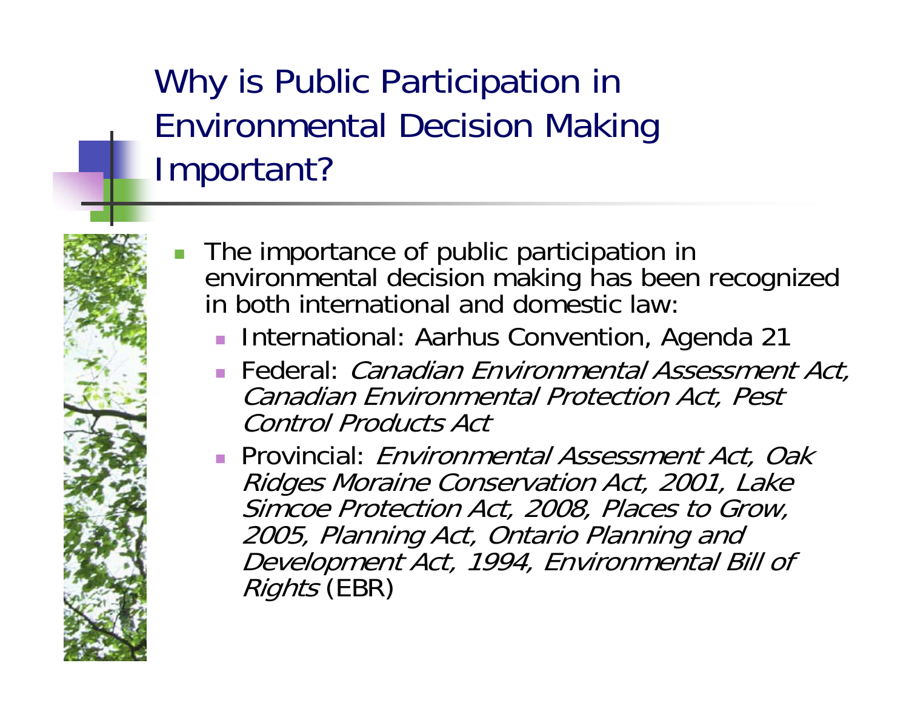# Why is Public Participation in Environmental Decision Making Important?

- The importance of public participation in environmental decision making has been recognized in both international and domestic law:
  - International: Aarhus Convention, Agenda 21
  - Federal: *Canadian Environmental Assessment Act, Canadian Environmental Protection Act, Pest Control Products Act*
  - Provincial: *Environmental Assessment Act, Oak Ridges Moraine Conservation Act, 2001, Lake Simcoe Protection Act, 2008, Places to Grow, 2005, Planning Act, Ontario Planning and Development Act, 1994, Environmental Bill of Rights* (EBR)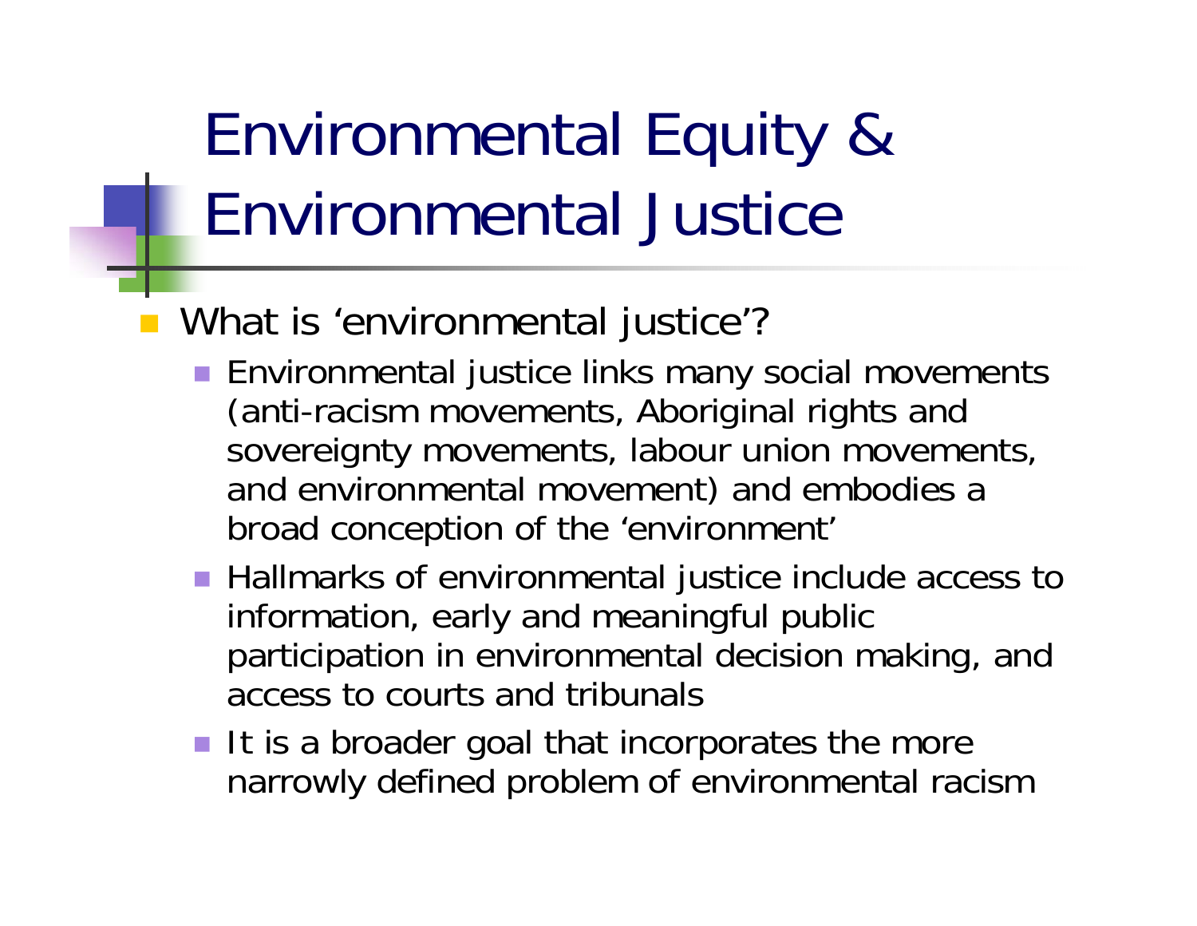# Environmental Equity & Environmental Justice

- What is ‘environmental justice’?
  - Environmental justice links many social movements (anti-racism movements, Aboriginal rights and sovereignty movements, labour union movements, and environmental movement) and embodies a broad conception of the ‘environment’
  - Hallmarks of environmental justice include access to information, early and meaningful public participation in environmental decision making, and access to courts and tribunals
  - It is a broader goal that incorporates the more narrowly defined problem of environmental racism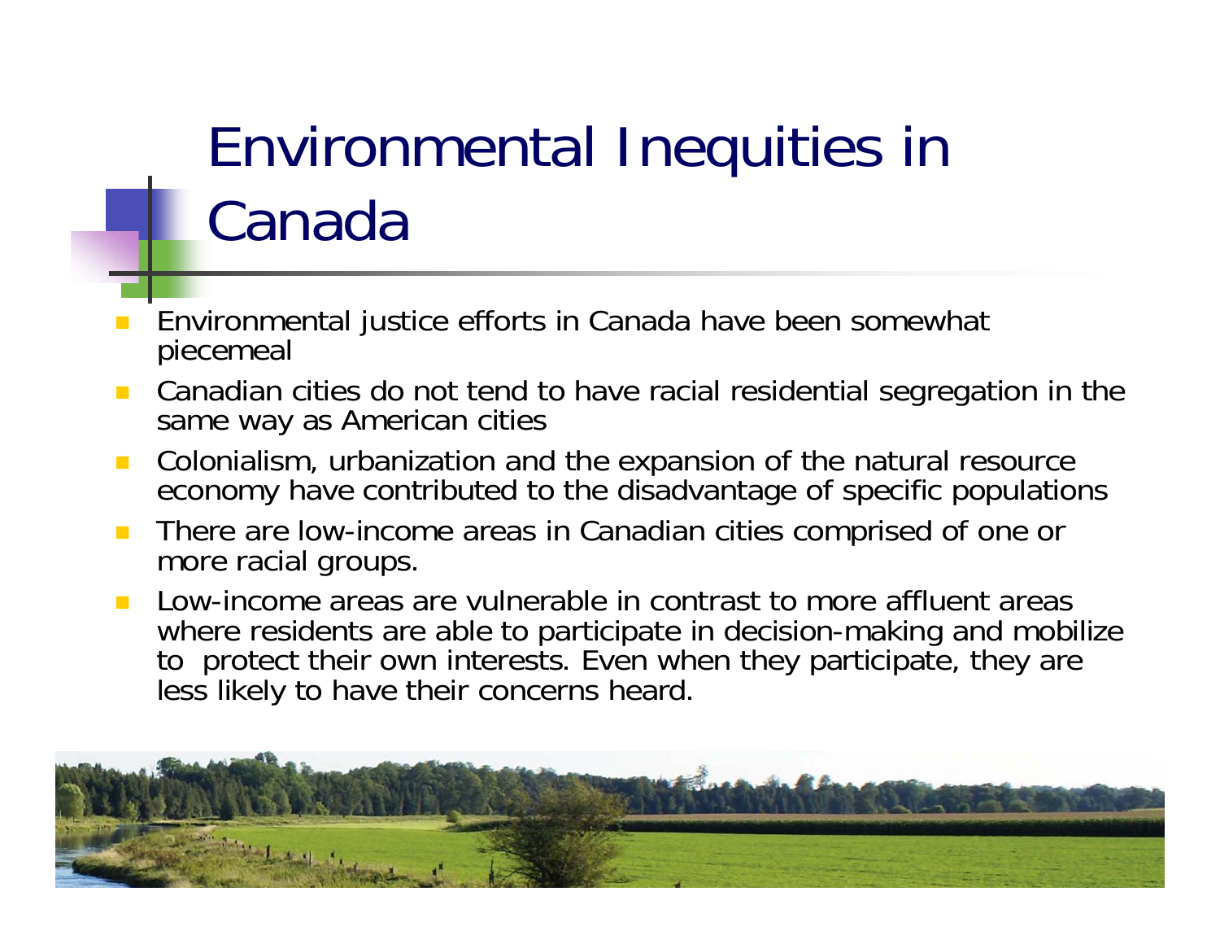# Environmental Inequities in Canada

- Environmental justice efforts in Canada have been somewhat piecemeal
- Canadian cities do not tend to have racial residential segregation in the same way as American cities
- Colonialism, urbanization and the expansion of the natural resource economy have contributed to the disadvantage of specific populations
- There are low-income areas in Canadian cities comprised of one or more racial groups.
- Low-income areas are vulnerable in contrast to more affluent areas where residents are able to participate in decision-making and mobilize to protect their own interests. Even when they participate, they are less likely to have their concerns heard.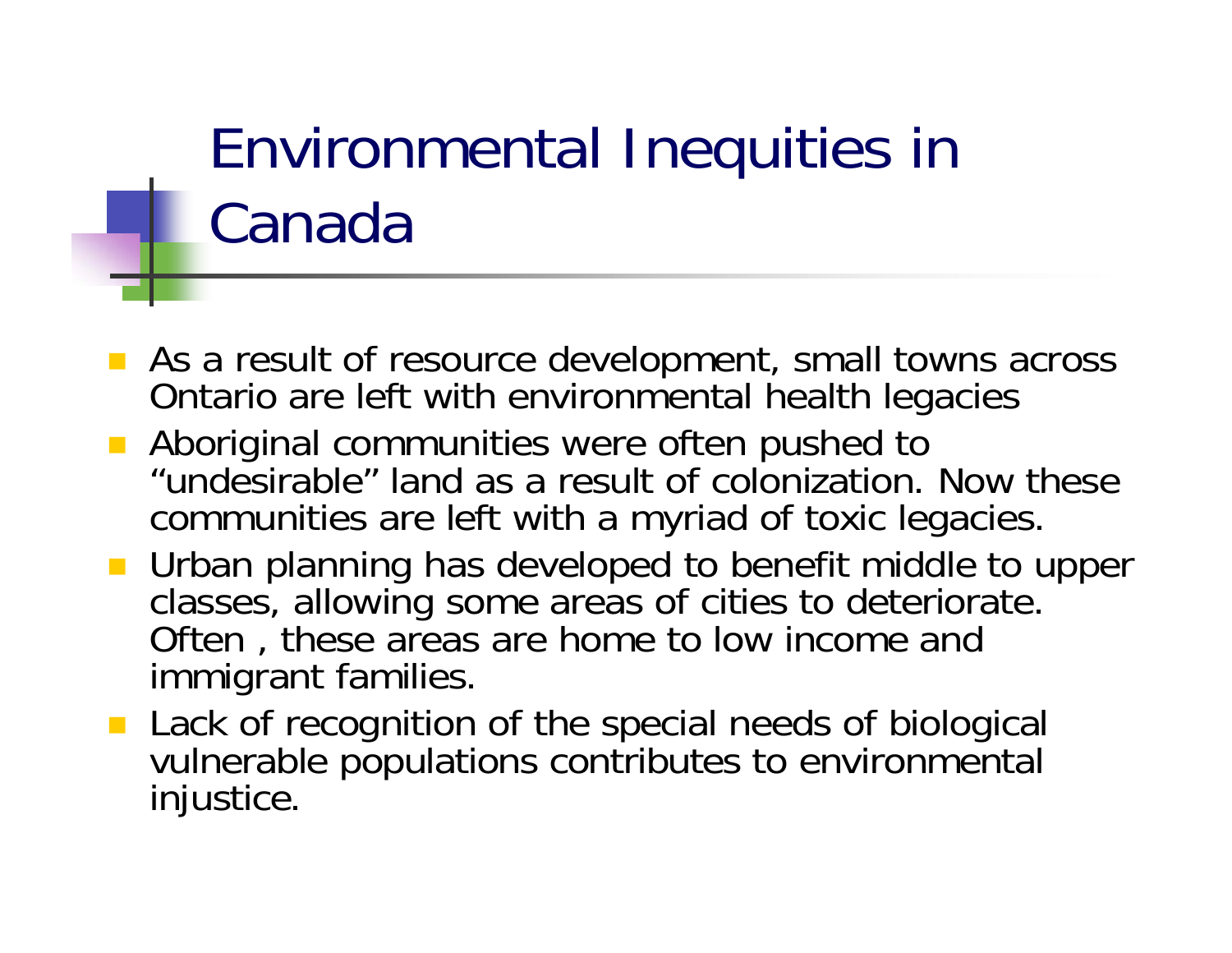# Environmental Inequities in Canada

- As a result of resource development, small towns across Ontario are left with environmental health legacies
- Aboriginal communities were often pushed to “undesirable” land as a result of colonization. Now these communities are left with a myriad of toxic legacies.
- Urban planning has developed to benefit middle to upper classes, allowing some areas of cities to deteriorate. Often , these areas are home to low income and immigrant families.
- Lack of recognition of the special needs of biological vulnerable populations contributes to environmental injustice.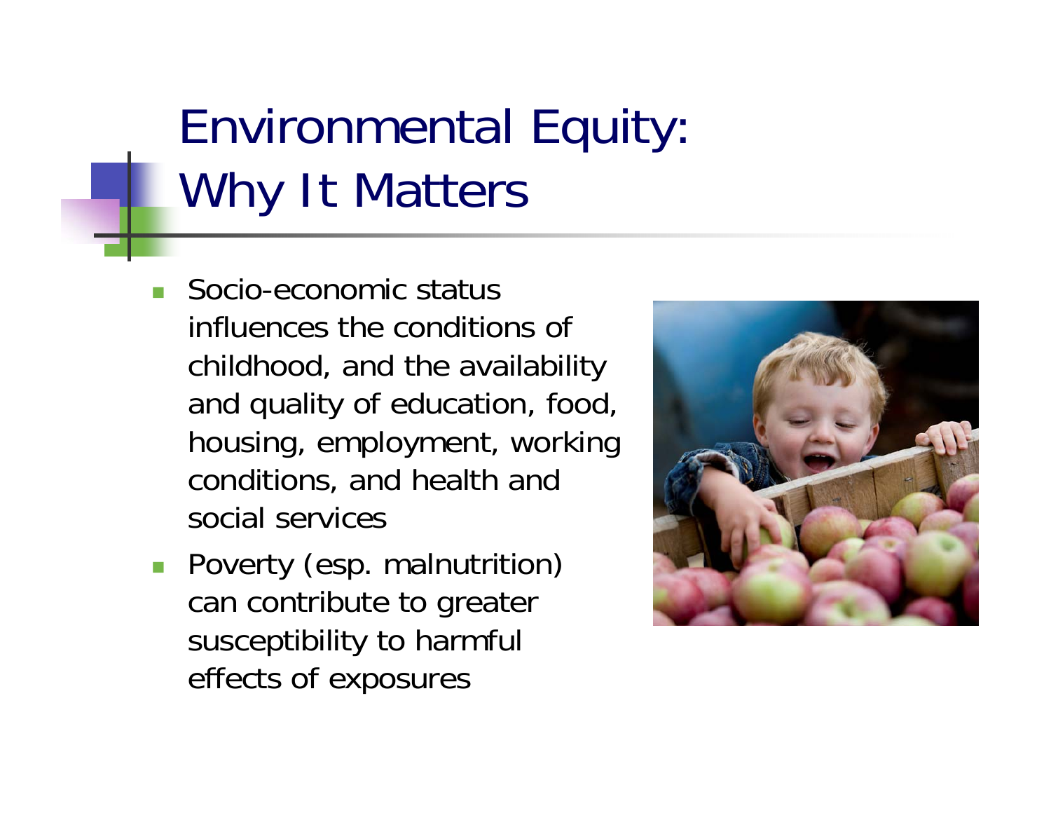# Environmental Equity: Why It Matters

- Socio-economic status influences the conditions of childhood, and the availability and quality of education, food, housing, employment, working conditions, and health and social services
- Poverty (esp. malnutrition) can contribute to greater susceptibility to harmful effects of exposures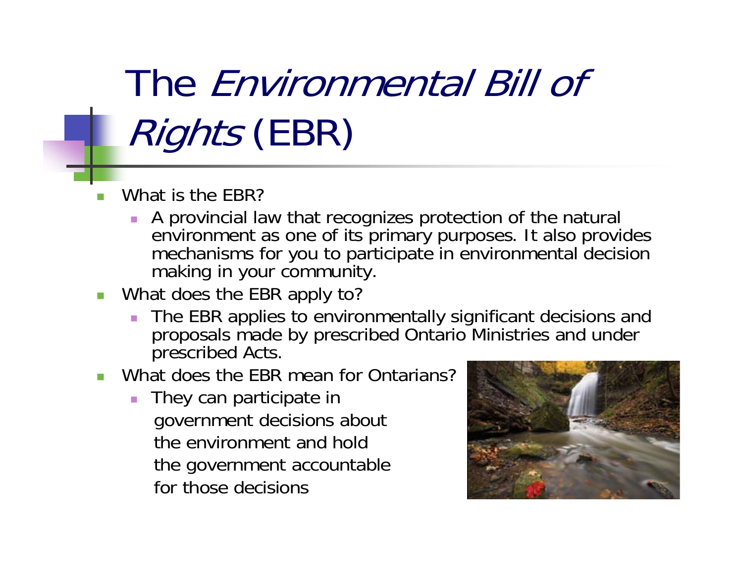# The *Environmental Bill of Rights* (EBR)

- What is the EBR?
  - A provincial law that recognizes protection of the natural environment as one of its primary purposes. It also provides mechanisms for you to participate in environmental decision making in your community.
- What does the EBR apply to?
  - The EBR applies to environmentally significant decisions and proposals made by prescribed Ontario Ministries and under prescribed Acts.
- What does the EBR mean for Ontarians?
  - They can participate in government decisions about the environment and hold the government accountable for those decisions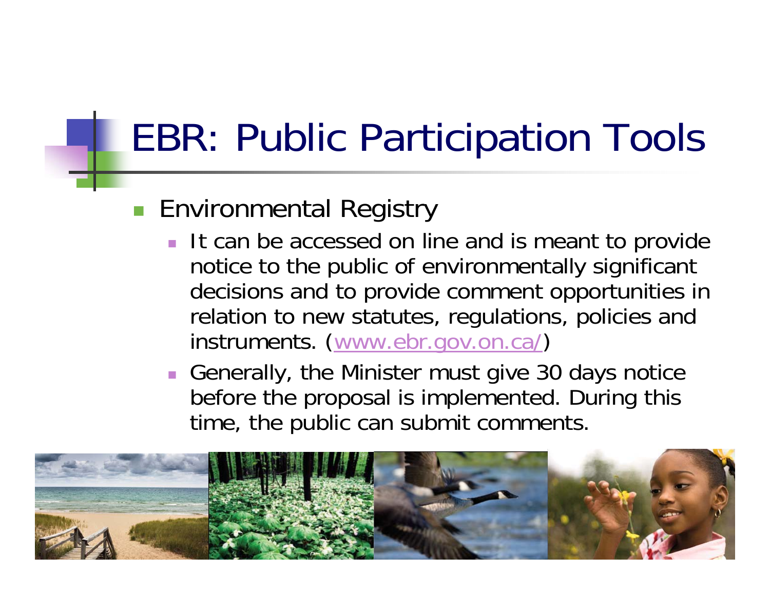# EBR: Public Participation Tools

- Environmental Registry
  - It can be accessed on line and is meant to provide notice to the public of environmentally significant decisions and to provide comment opportunities in relation to new statutes, regulations, policies and instruments. (www.ebr.gov.on.ca/)
  - Generally, the Minister must give 30 days notice before the proposal is implemented. During this time, the public can submit comments.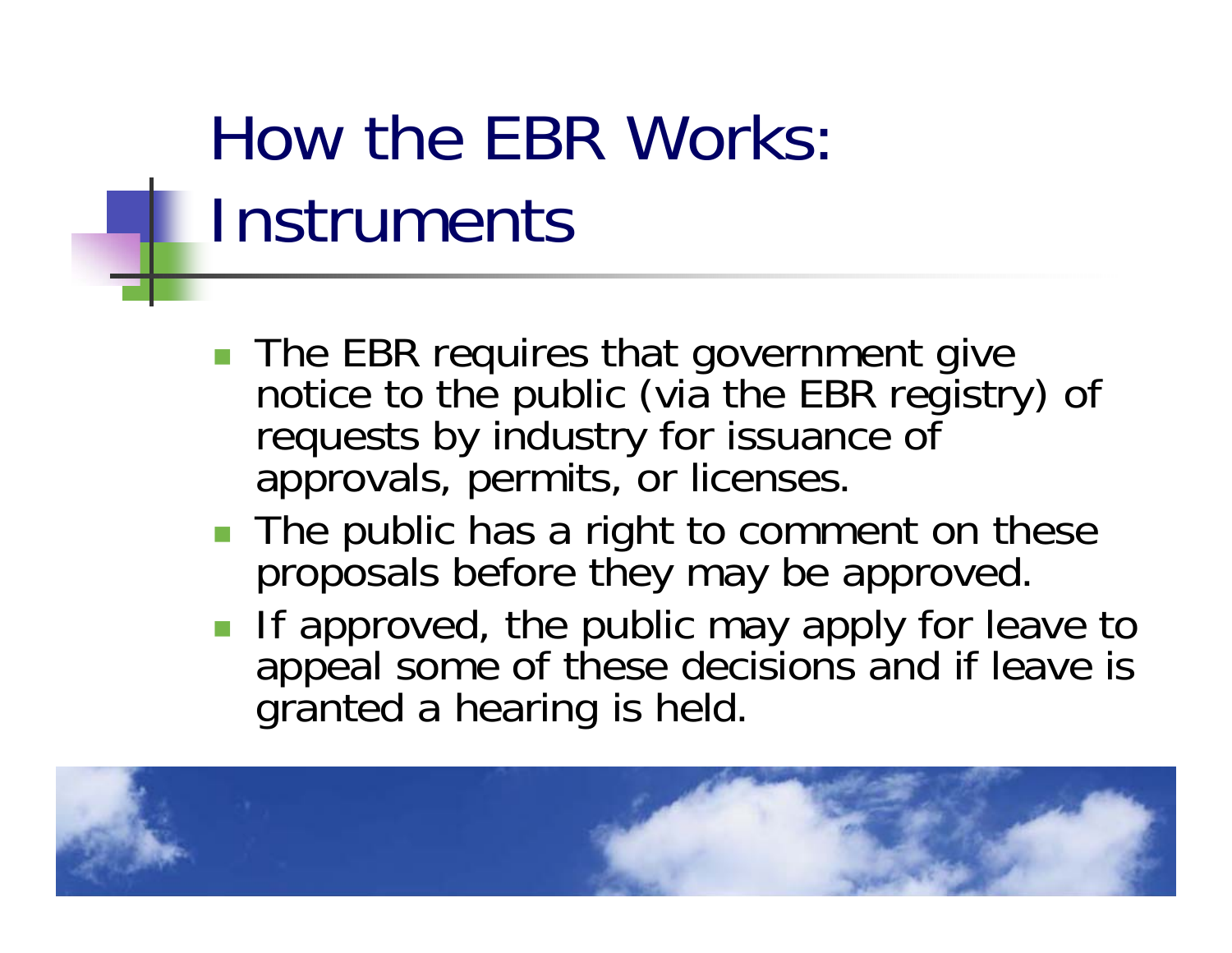# How the EBR Works: Instruments

- The EBR requires that government give notice to the public (via the EBR registry) of requests by industry for issuance of approvals, permits, or licenses.
- The public has a right to comment on these proposals before they may be approved.
- If approved, the public may apply for leave to appeal some of these decisions and if leave is granted a hearing is held.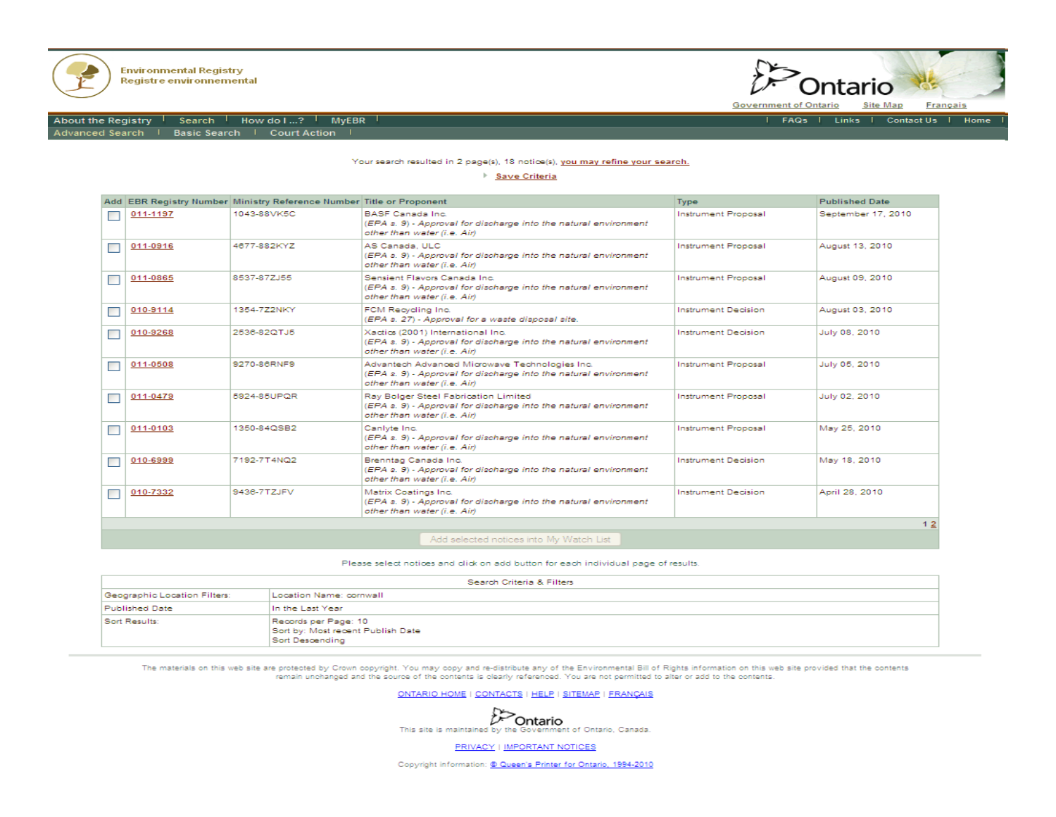Environmental Registry
Registre environnemental

Ontario

Government of Ontario | Site Map | Français

About the Registry | Search | How do I ...? | MyEBR | FAQs | Links | Contact Us | Home

Advanced Search | Basic Search | Court Action

Your search resulted in 2 page(s), 18 notice(s), you may refine your search.

Save Criteria

| Add | EBR Registry Number | Ministry Reference Number | Title or Proponent | Type | Published Date |
|---|---|---|---|---|---|
| ☐ | 011-1197 | 1043-88VK5C | BASF Canada Inc. *(EPA s. 9) - Approval for discharge into the natural environment other than water (i.e. Air)* | Instrument Proposal | September 17, 2010 |
| ☐ | 011-0916 | 4677-882KYZ | AS Canada, ULC *(EPA s. 9) - Approval for discharge into the natural environment other than water (i.e. Air)* | Instrument Proposal | August 13, 2010 |
| ☐ | 011-0865 | 8537-87ZJ55 | Sensient Flavors Canada Inc. *(EPA s. 9) - Approval for discharge into the natural environment other than water (i.e. Air)* | Instrument Proposal | August 09, 2010 |
| ☐ | 010-9114 | 1354-7Z2NKY | FCM Recycling Inc. *(EPA s. 27) - Approval for a waste disposal site.* | Instrument Decision | August 03, 2010 |
| ☐ | 010-9268 | 2536-82QTJ5 | Xactics (2001) International Inc. *(EPA s. 9) - Approval for discharge into the natural environment other than water (i.e. Air)* | Instrument Decision | July 08, 2010 |
| ☐ | 011-0508 | 9270-86RNF9 | Advantech Advanced Microwave Technologies Inc. *(EPA s. 9) - Approval for discharge into the natural environment other than water (i.e. Air)* | Instrument Proposal | July 06, 2010 |
| ☐ | 011-0479 | 5924-85UPQR | Ray Bolger Steel Fabrication Limited *(EPA s. 9) - Approval for discharge into the natural environment other than water (i.e. Air)* | Instrument Proposal | July 02, 2010 |
| ☐ | 011-0103 | 1350-84QSB2 | Canlyte Inc. *(EPA s. 9) - Approval for discharge into the natural environment other than water (i.e. Air)* | Instrument Proposal | May 25, 2010 |
| ☐ | 010-6999 | 7192-7T4NQ2 | Brenntag Canada Inc. *(EPA s. 9) - Approval for discharge into the natural environment other than water (i.e. Air)* | Instrument Decision | May 18, 2010 |
| ☐ | 010-7332 | 9436-7TZJFV | Matrix Coatings Inc. *(EPA s. 9) - Approval for discharge into the natural environment other than water (i.e. Air)* | Instrument Decision | April 28, 2010 |

1 2

Add selected notices into My Watch List

Please select notices and click on add button for each individual page of results.

| Search Criteria & Filters | |
|---|---|
| Geographic Location Filters: | Location Name: cornwall |
| Published Date | In the Last Year |
| Sort Results: | Records per Page: 10<br>Sort by: Most recent Publish Date<br>Sort Descending |

The materials on this web site are protected by Crown copyright. You may copy and re-distribute any of the Environmental Bill of Rights information on this web site provided that the contents remain unchanged and the source of the contents is clearly referenced. You are not permitted to alter or add to the contents.

ONTARIO HOME | CONTACTS | HELP | SITEMAP | FRANÇAIS

Ontario

This site is maintained by the Government of Ontario, Canada.

PRIVACY | IMPORTANT NOTICES

Copyright information: © Queen's Printer for Ontario, 1994-2010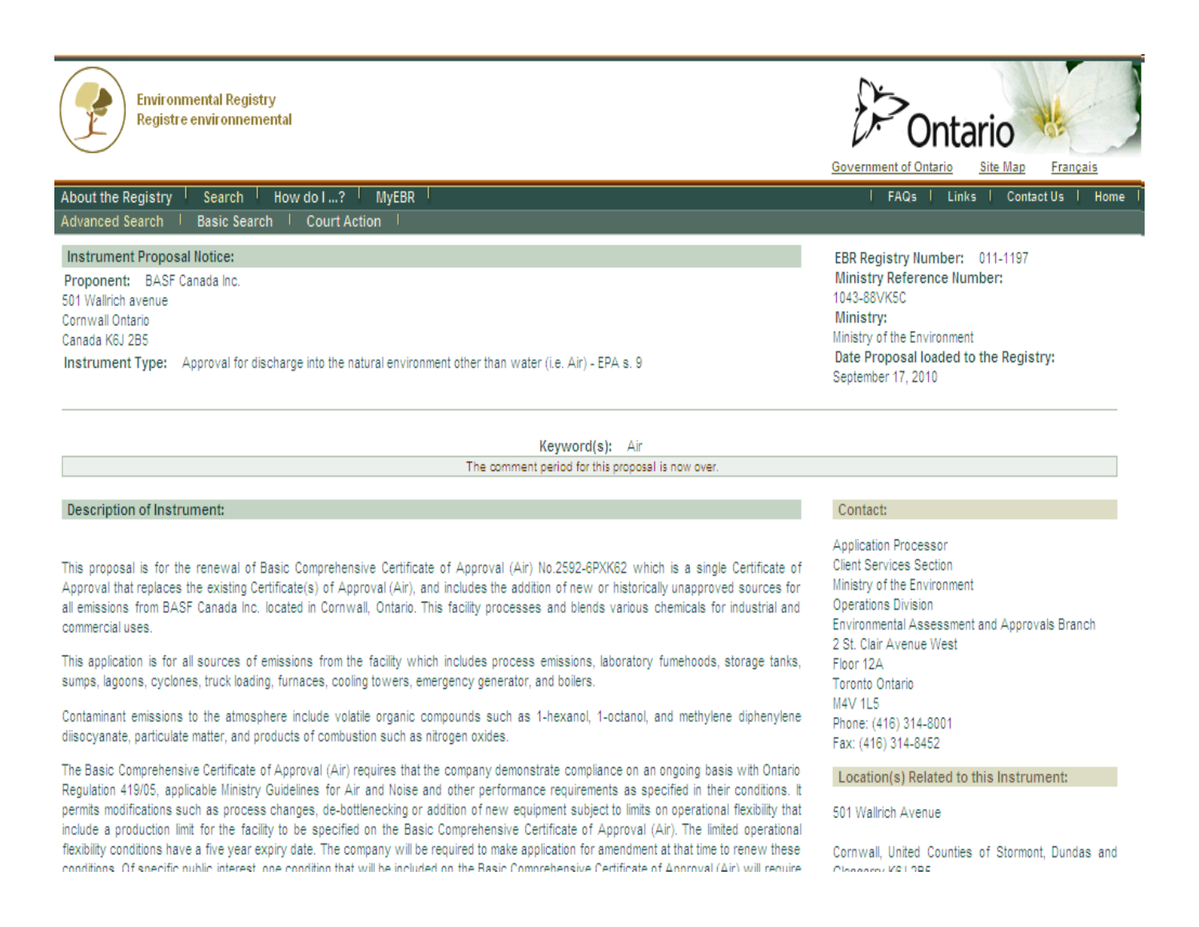Environmental Registry
Registre environnemental

Ontario

Government of Ontario | Site Map | Français

About the Registry | Search | How do I ...? | MyEBR | FAQs | Links | Contact Us | Home

Advanced Search | Basic Search | Court Action

## Instrument Proposal Notice:

**Proponent:** BASF Canada Inc.
501 Wallrich avenue
Cornwall Ontario
Canada K6J 2B5

**Instrument Type:** Approval for discharge into the natural environment other than water (i.e. Air) - EPA s. 9

**EBR Registry Number:** 011-1197

**Ministry Reference Number:**
1043-88VK5C

**Ministry:**
Ministry of the Environment

**Date Proposal loaded to the Registry:**
September 17, 2010

**Keyword(s):** Air

The comment period for this proposal is now over.

## Description of Instrument:

This proposal is for the renewal of Basic Comprehensive Certificate of Approval (Air) No.2592-6PXK62 which is a single Certificate of Approval that replaces the existing Certificate(s) of Approval (Air), and includes the addition of new or historically unapproved sources for all emissions from BASF Canada Inc. located in Cornwall, Ontario. This facility processes and blends various chemicals for industrial and commercial uses.

This application is for all sources of emissions from the facility which includes process emissions, laboratory fumehoods, storage tanks, sumps, lagoons, cyclones, truck loading, furnaces, cooling towers, emergency generator, and boilers.

Contaminant emissions to the atmosphere include volatile organic compounds such as 1-hexanol, 1-octanol, and methylene diphenylene diisocyanate, particulate matter, and products of combustion such as nitrogen oxides.

The Basic Comprehensive Certificate of Approval (Air) requires that the company demonstrate compliance on an ongoing basis with Ontario Regulation 419/05, applicable Ministry Guidelines for Air and Noise and other performance requirements as specified in their conditions. It permits modifications such as process changes, de-bottlenecking or addition of new equipment subject to limits on operational flexibility that include a production limit for the facility to be specified on the Basic Comprehensive Certificate of Approval (Air). The limited operational flexibility conditions have a five year expiry date. The company will be required to make application for amendment at that time to renew these conditions. Of specific public interest, one condition that will be included on the Basic Comprehensive Certificate of Approval (Air) will require

## Contact:

Application Processor
Client Services Section
Ministry of the Environment
Operations Division
Environmental Assessment and Approvals Branch
2 St. Clair Avenue West
Floor 12A
Toronto Ontario
M4V 1L5
Phone: (416) 314-8001
Fax: (416) 314-8452

## Location(s) Related to this Instrument:

501 Wallrich Avenue

Cornwall, United Counties of Stormont, Dundas and Glengarry K6J 2B5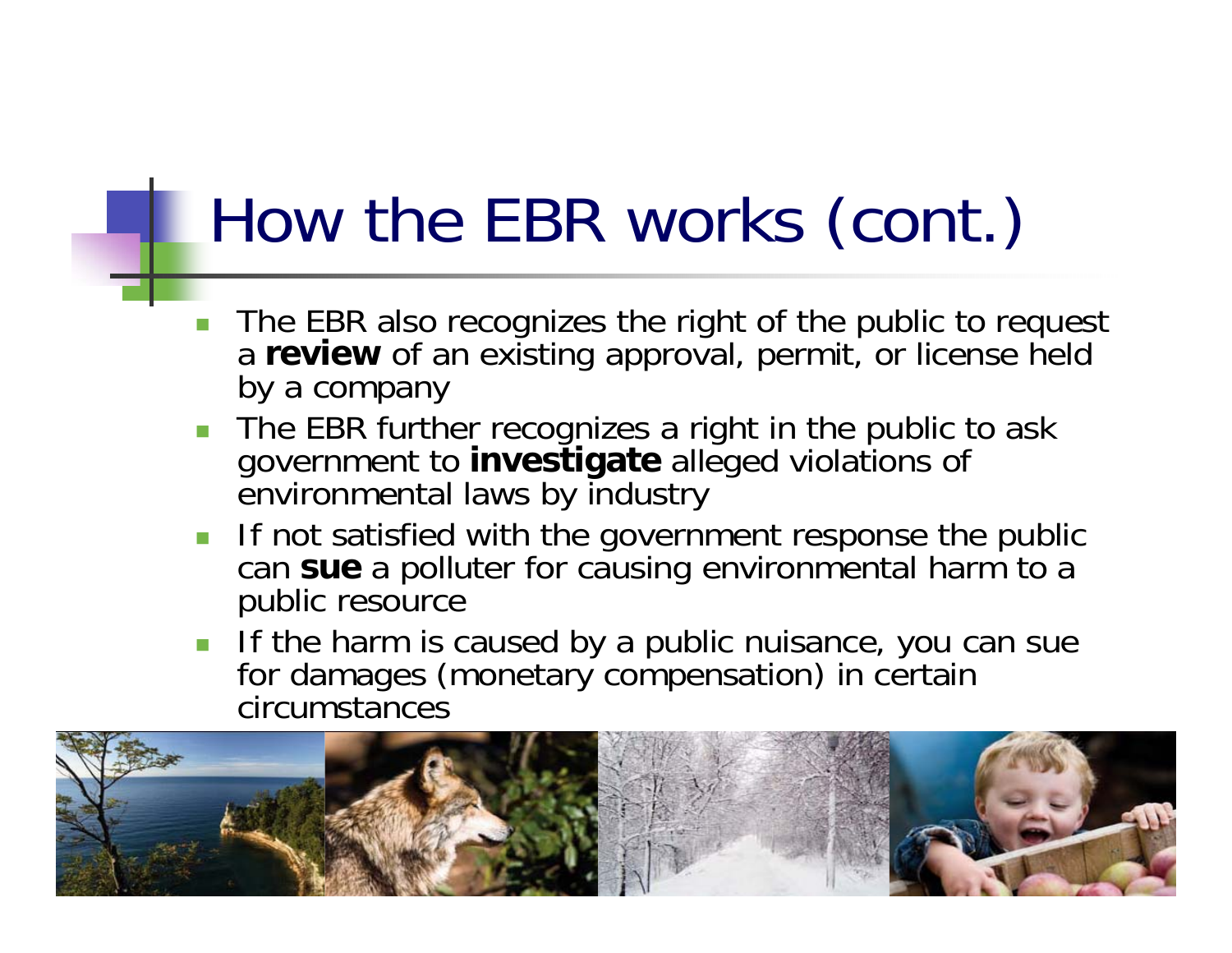# How the EBR works (cont.)

- The EBR also recognizes the right of the public to request a **review** of an existing approval, permit, or license held by a company
- The EBR further recognizes a right in the public to ask government to **investigate** alleged violations of environmental laws by industry
- If not satisfied with the government response the public can **sue** a polluter for causing environmental harm to a public resource
- If the harm is caused by a public nuisance, you can sue for damages (monetary compensation) in certain circumstances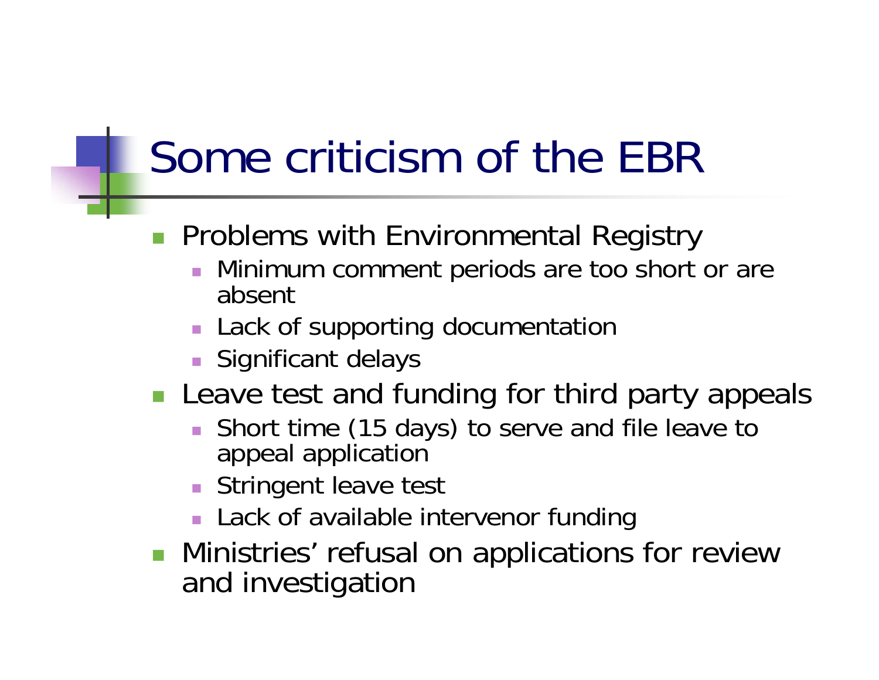# Some criticism of the EBR

- Problems with Environmental Registry
  - Minimum comment periods are too short or are absent
  - Lack of supporting documentation
  - Significant delays
- Leave test and funding for third party appeals
  - Short time (15 days) to serve and file leave to appeal application
  - Stringent leave test
  - Lack of available intervenor funding
- Ministries' refusal on applications for review and investigation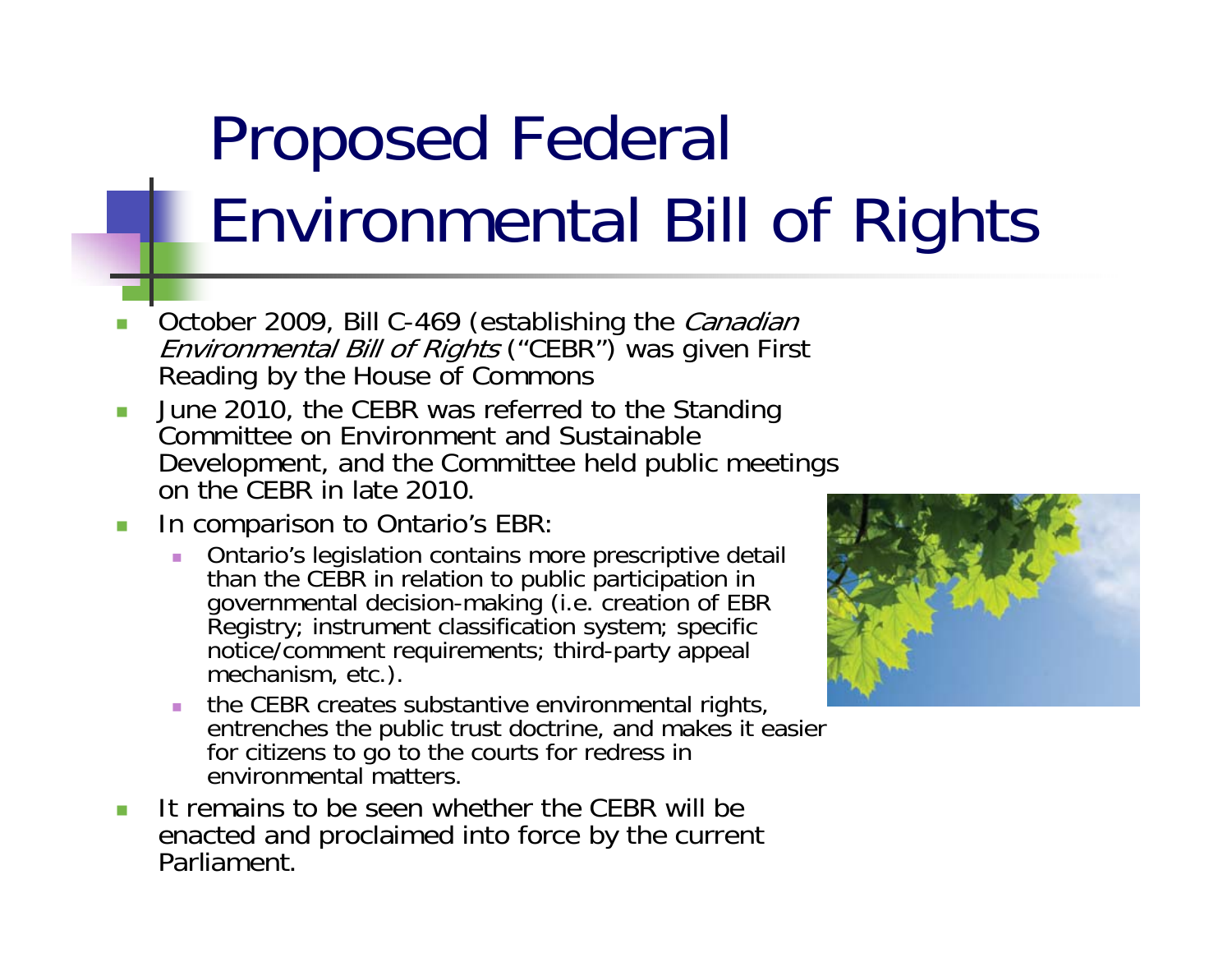# Proposed Federal Environmental Bill of Rights

- October 2009, Bill C-469 (establishing the *Canadian Environmental Bill of Rights* ("CEBR") was given First Reading by the House of Commons
- June 2010, the CEBR was referred to the Standing Committee on Environment and Sustainable Development, and the Committee held public meetings on the CEBR in late 2010.
- In comparison to Ontario's EBR:
  - Ontario's legislation contains more prescriptive detail than the CEBR in relation to public participation in governmental decision-making (i.e. creation of EBR Registry; instrument classification system; specific notice/comment requirements; third-party appeal mechanism, etc.).
  - the CEBR creates substantive environmental rights, entrenches the public trust doctrine, and makes it easier for citizens to go to the courts for redress in environmental matters.
- It remains to be seen whether the CEBR will be enacted and proclaimed into force by the current Parliament.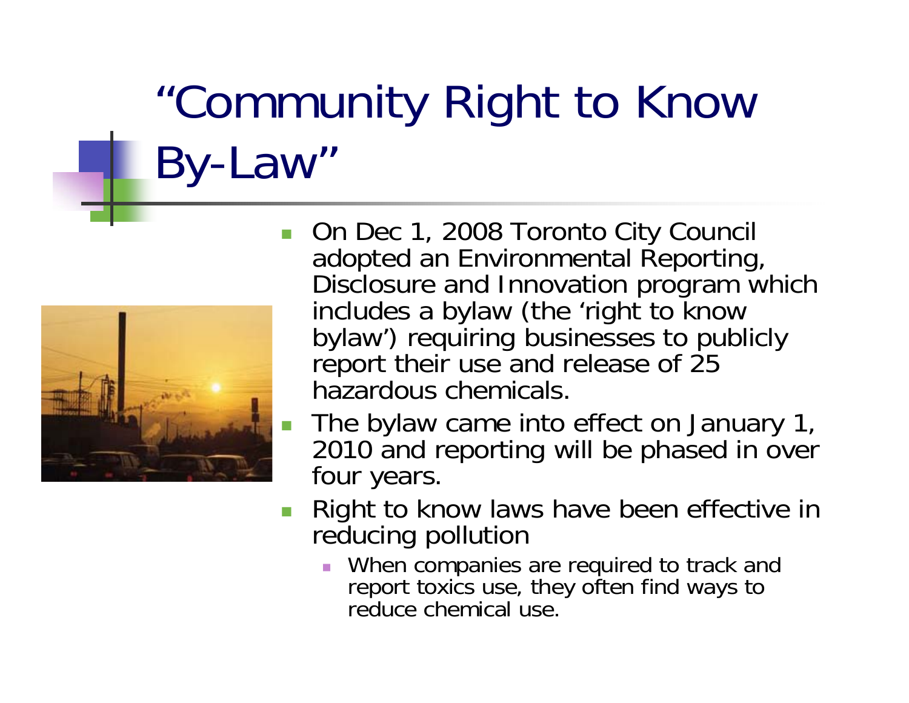# "Community Right to Know By-Law"

- On Dec 1, 2008 Toronto City Council adopted an Environmental Reporting, Disclosure and Innovation program which includes a bylaw (the 'right to know bylaw') requiring businesses to publicly report their use and release of 25 hazardous chemicals.
- The bylaw came into effect on January 1, 2010 and reporting will be phased in over four years.
- Right to know laws have been effective in reducing pollution
  - When companies are required to track and report toxics use, they often find ways to reduce chemical use.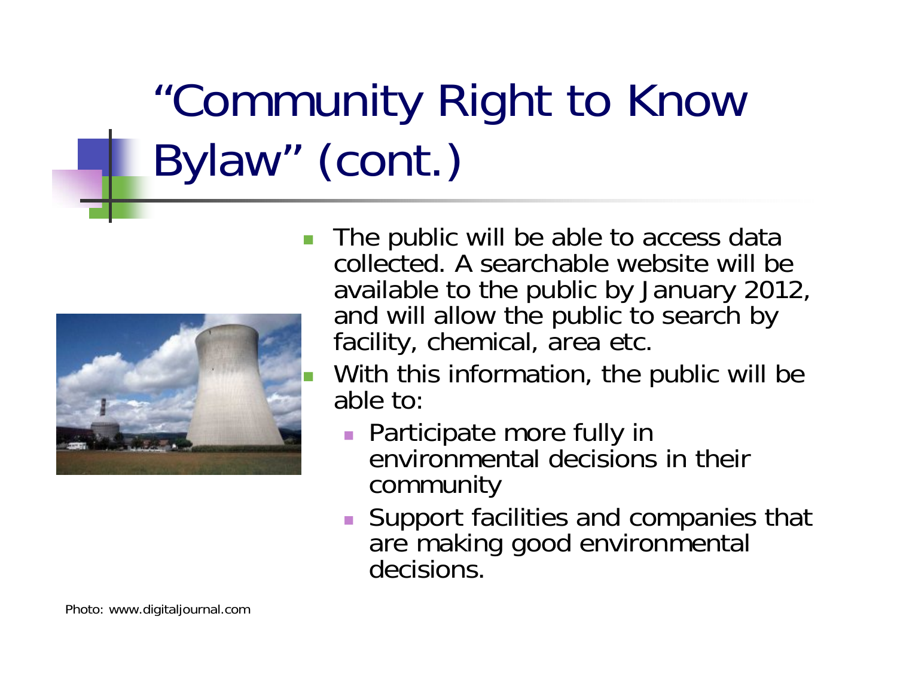# "Community Right to Know Bylaw" (cont.)

- The public will be able to access data collected. A searchable website will be available to the public by January 2012, and will allow the public to search by facility, chemical, area etc.
- With this information, the public will be able to:
  - Participate more fully in environmental decisions in their community
  - Support facilities and companies that are making good environmental decisions.

Photo: www.digitaljournal.com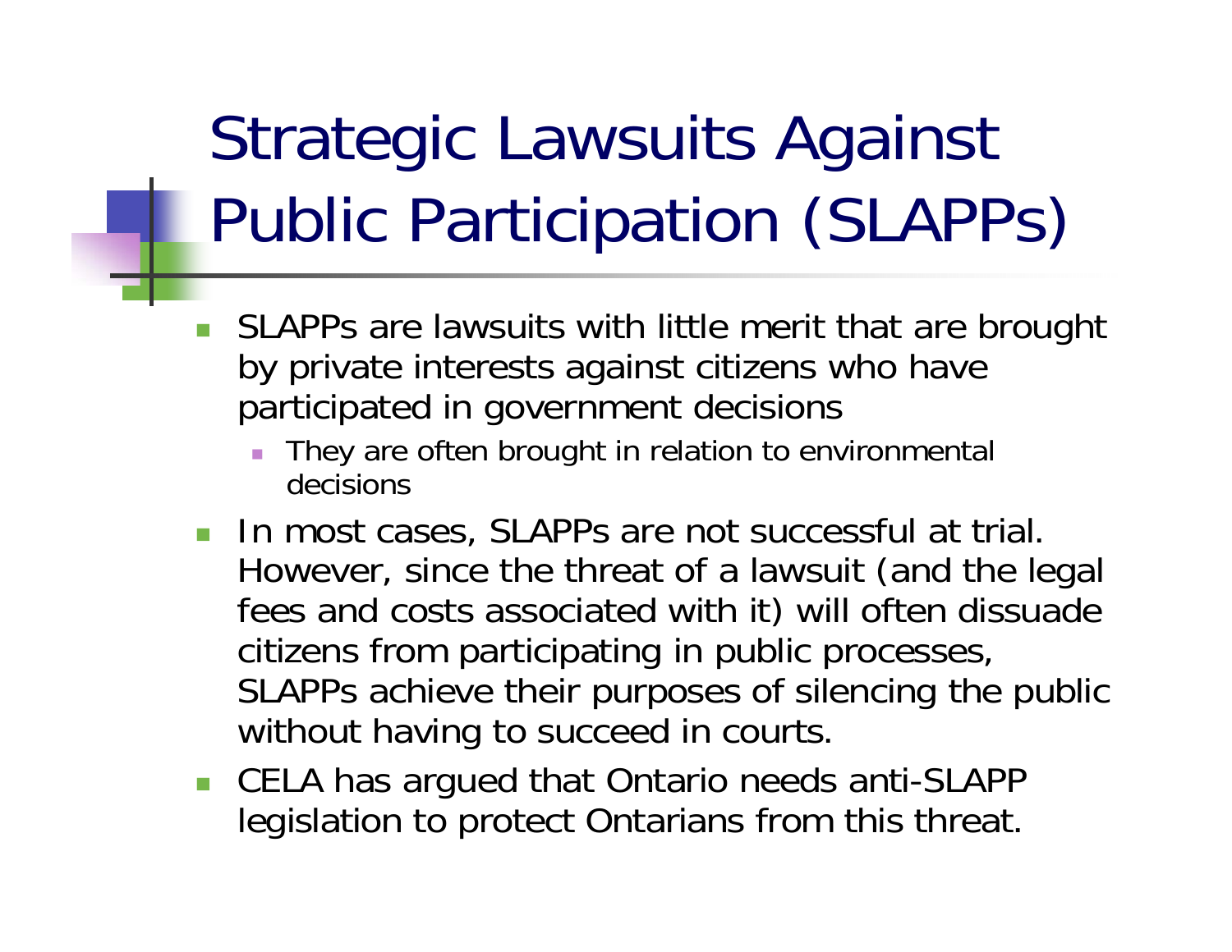# Strategic Lawsuits Against Public Participation (SLAPPs)

- SLAPPs are lawsuits with little merit that are brought by private interests against citizens who have participated in government decisions
  - They are often brought in relation to environmental decisions
- In most cases, SLAPPs are not successful at trial. However, since the threat of a lawsuit (and the legal fees and costs associated with it) will often dissuade citizens from participating in public processes, SLAPPs achieve their purposes of silencing the public without having to succeed in courts.
- CELA has argued that Ontario needs anti-SLAPP legislation to protect Ontarians from this threat.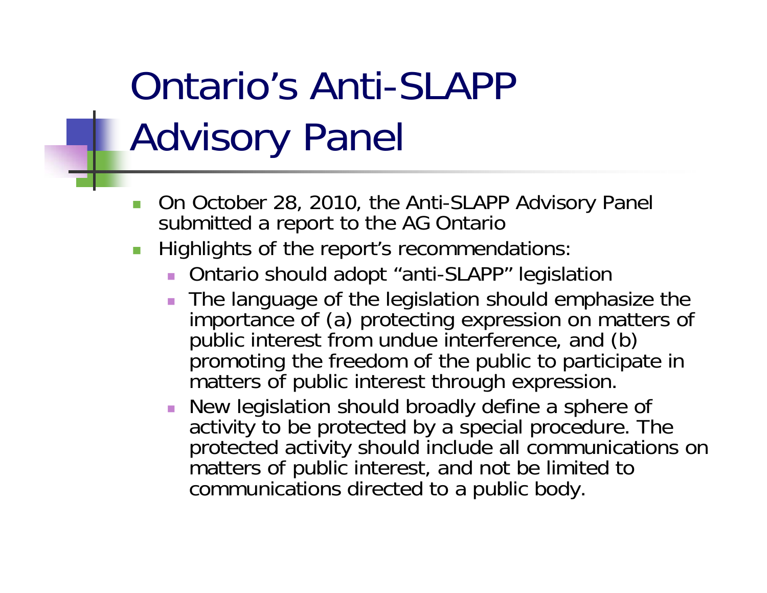# Ontario's Anti-SLAPP Advisory Panel

- On October 28, 2010, the Anti-SLAPP Advisory Panel submitted a report to the AG Ontario
- Highlights of the report's recommendations:
  - Ontario should adopt "anti-SLAPP" legislation
  - The language of the legislation should emphasize the importance of (a) protecting expression on matters of public interest from undue interference, and (b) promoting the freedom of the public to participate in matters of public interest through expression.
  - New legislation should broadly define a sphere of activity to be protected by a special procedure. The protected activity should include all communications on matters of public interest, and not be limited to communications directed to a public body.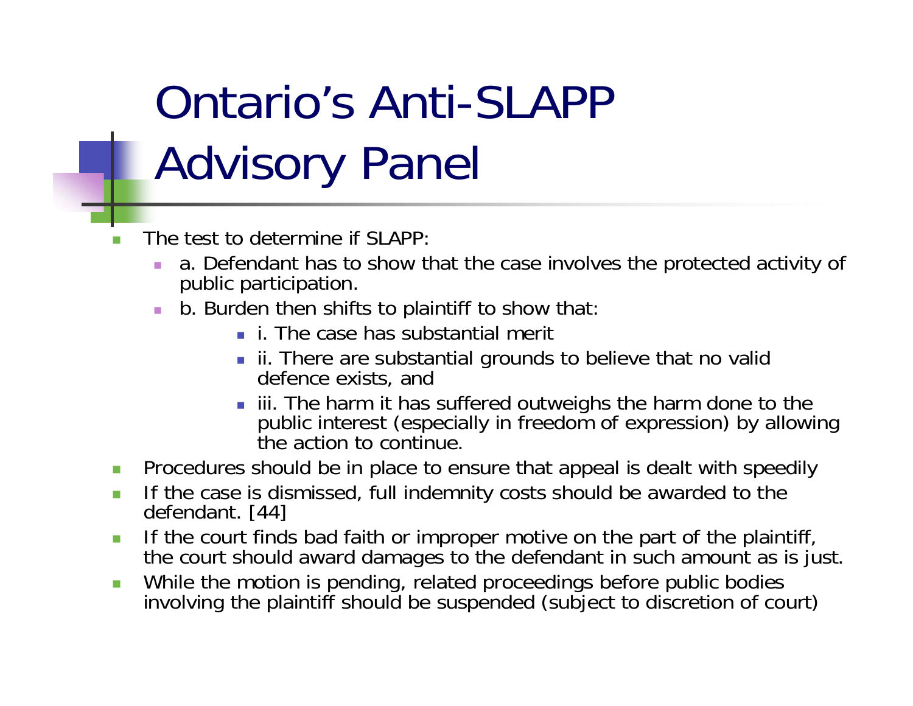# Ontario's Anti-SLAPP Advisory Panel

- The test to determine if SLAPP:
  - a. Defendant has to show that the case involves the protected activity of public participation.
  - b. Burden then shifts to plaintiff to show that:
    - i. The case has substantial merit
    - ii. There are substantial grounds to believe that no valid defence exists, and
    - iii. The harm it has suffered outweighs the harm done to the public interest (especially in freedom of expression) by allowing the action to continue.
- Procedures should be in place to ensure that appeal is dealt with speedily
- If the case is dismissed, full indemnity costs should be awarded to the defendant. [44]
- If the court finds bad faith or improper motive on the part of the plaintiff, the court should award damages to the defendant in such amount as is just.
- While the motion is pending, related proceedings before public bodies involving the plaintiff should be suspended (subject to discretion of court)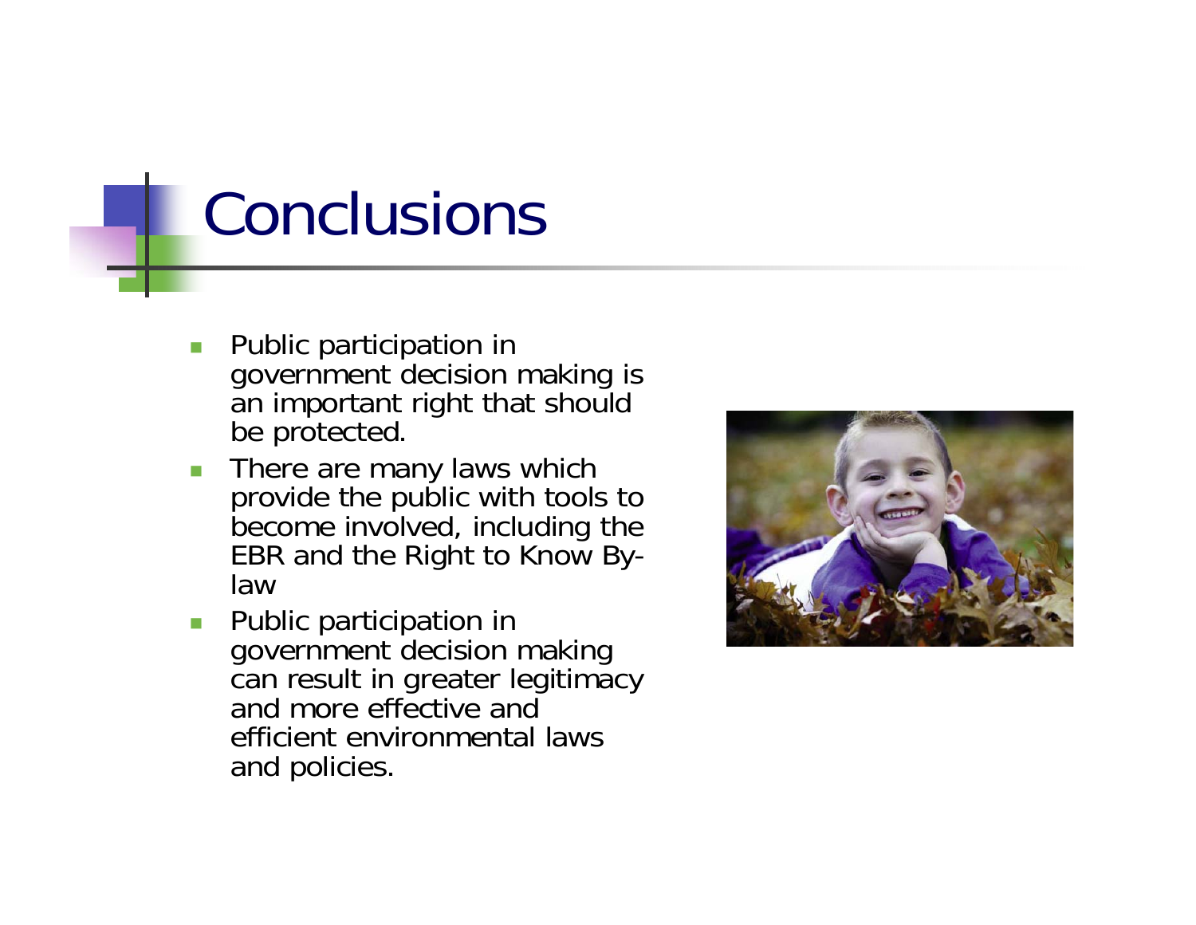# Conclusions

- Public participation in government decision making is an important right that should be protected.
- There are many laws which provide the public with tools to become involved, including the EBR and the Right to Know By-law
- Public participation in government decision making can result in greater legitimacy and more effective and efficient environmental laws and policies.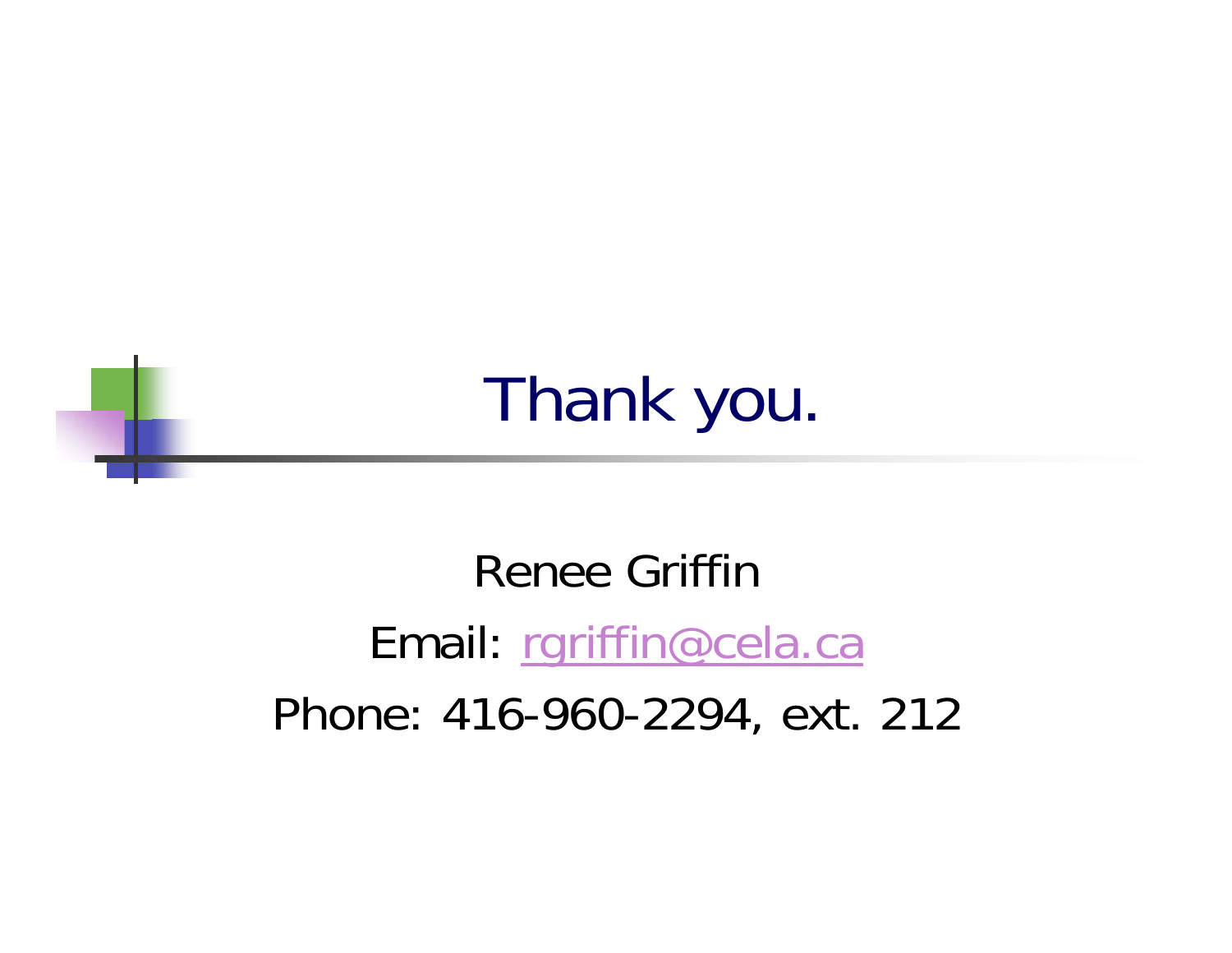# Thank you.

Renee Griffin

Email: rgriffin@cela.ca

Phone: 416-960-2294, ext. 212